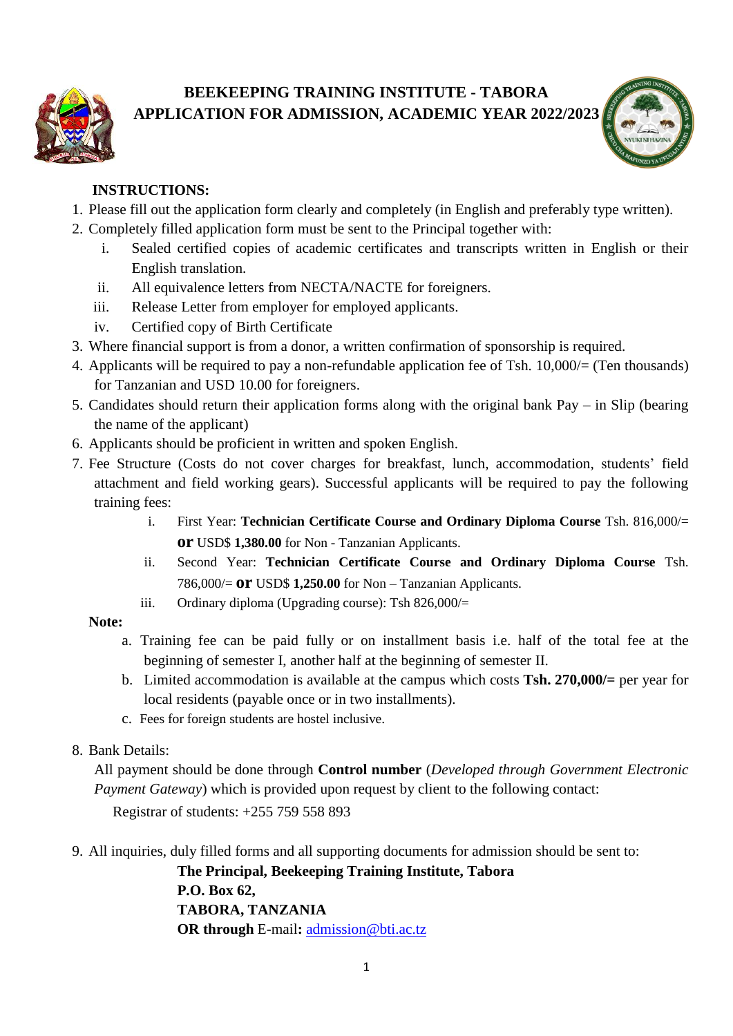# BEEKEEPING TRAINING INSTITUTE - TABORA
## APPLICATION FOR ADMISSION, ACADEMIC YEAR 2022/2023

**INSTRUCTIONS:**

1. Please fill out the application form clearly and completely (in English and preferably type written).
2. Completely filled application form must be sent to the Principal together with:
   i. Sealed certified copies of academic certificates and transcripts written in English or their English translation.
   ii. All equivalence letters from NECTA/NACTE for foreigners.
   iii. Release Letter from employer for employed applicants.
   iv. Certified copy of Birth Certificate
3. Where financial support is from a donor, a written confirmation of sponsorship is required.
4. Applicants will be required to pay a non-refundable application fee of Tsh. 10,000/= (Ten thousands) for Tanzanian and USD 10.00 for foreigners.
5. Candidates should return their application forms along with the original bank Pay – in Slip (bearing the name of the applicant)
6. Applicants should be proficient in written and spoken English.
7. Fee Structure (Costs do not cover charges for breakfast, lunch, accommodation, students' field attachment and field working gears). Successful applicants will be required to pay the following training fees:
   i. First Year: **Technician Certificate Course and Ordinary Diploma Course** Tsh. 816,000/= **or** USD$ **1,380.00** for Non - Tanzanian Applicants.
   ii. Second Year: **Technician Certificate Course and Ordinary Diploma Course** Tsh. 786,000/= **or** USD$ **1,250.00** for Non – Tanzanian Applicants.
   iii. Ordinary diploma (Upgrading course): Tsh 826,000/=

   **Note:**

   a. Training fee can be paid fully or on installment basis i.e. half of the total fee at the beginning of semester I, another half at the beginning of semester II.
   b. Limited accommodation is available at the campus which costs **Tsh. 270,000/=** per year for local residents (payable once or in two installments).
   c. Fees for foreign students are hostel inclusive.
8. Bank Details:

   All payment should be done through **Control number** (*Developed through Government Electronic Payment Gateway*) which is provided upon request by client to the following contact:

   Registrar of students: +255 759 558 893
9. All inquiries, duly filled forms and all supporting documents for admission should be sent to:

   **The Principal, Beekeeping Training Institute, Tabora**
   **P.O. Box 62,**
   **TABORA, TANZANIA**
   **OR through** E-mail**:** admission@bti.ac.tz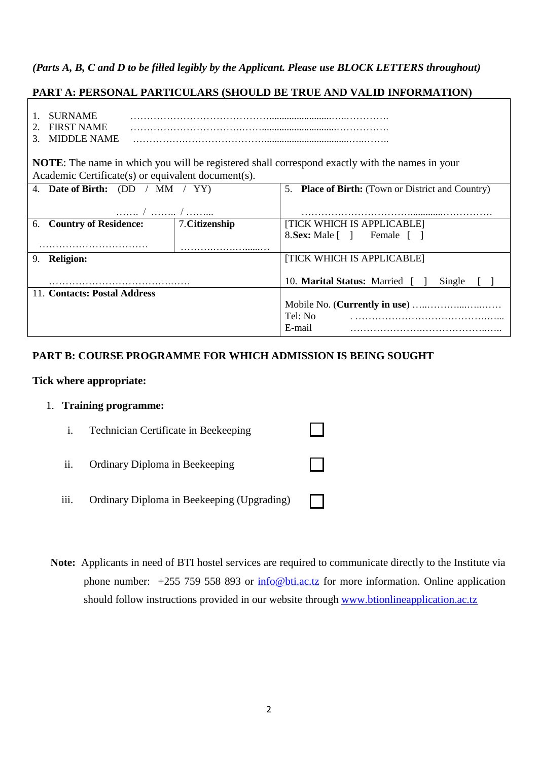*(Parts A, B, C and D to be filled legibly by the Applicant. Please use BLOCK LETTERS throughout)*

## PART A: PERSONAL PARTICULARS (SHOULD BE TRUE AND VALID INFORMATION)

1. SURNAME ……………………………………………………………………….
2. FIRST NAME ……………………………………………………………………….
3. MIDDLE NAME ……………………………………………………………………….

**NOTE**: The name in which you will be registered shall correspond exactly with the names in your Academic Certificate(s) or equivalent document(s).

| | | |
|---|---|---|
| 4. **Date of Birth:** (DD / MM / YY)<br><br>……. / …….. / …….. | | 5. **Place of Birth:** (Town or District and Country)<br><br>………………………………………………… |
| 6. **Country of Residence:**<br><br>…………………………… | 7.**Citizenship**<br><br>……………………… | [TICK WHICH IS APPLICABLE]<br>8.**Sex:** Male [ ] Female [ ] |
| 9. **Religion:**<br><br>…………………………………… | | [TICK WHICH IS APPLICABLE]<br><br>10. **Marital Status:** Married [ ] Single [ ] |
| 11. **Contacts: Postal Address** | | Mobile No. (**Currently in use**) ……………………<br>Tel: No ……………………………………………<br>E-mail …………………………………………… |

## PART B: COURSE PROGRAMME FOR WHICH ADMISSION IS BEING SOUGHT

**Tick where appropriate:**

1. **Training programme:**

   i. Technician Certificate in Beekeeping ☐

   ii. Ordinary Diploma in Beekeeping ☐

   iii. Ordinary Diploma in Beekeeping (Upgrading) ☐

**Note:** Applicants in need of BTI hostel services are required to communicate directly to the Institute via phone number: +255 759 558 893 or info@bti.ac.tz for more information. Online application should follow instructions provided in our website through www.btionlineapplication.ac.tz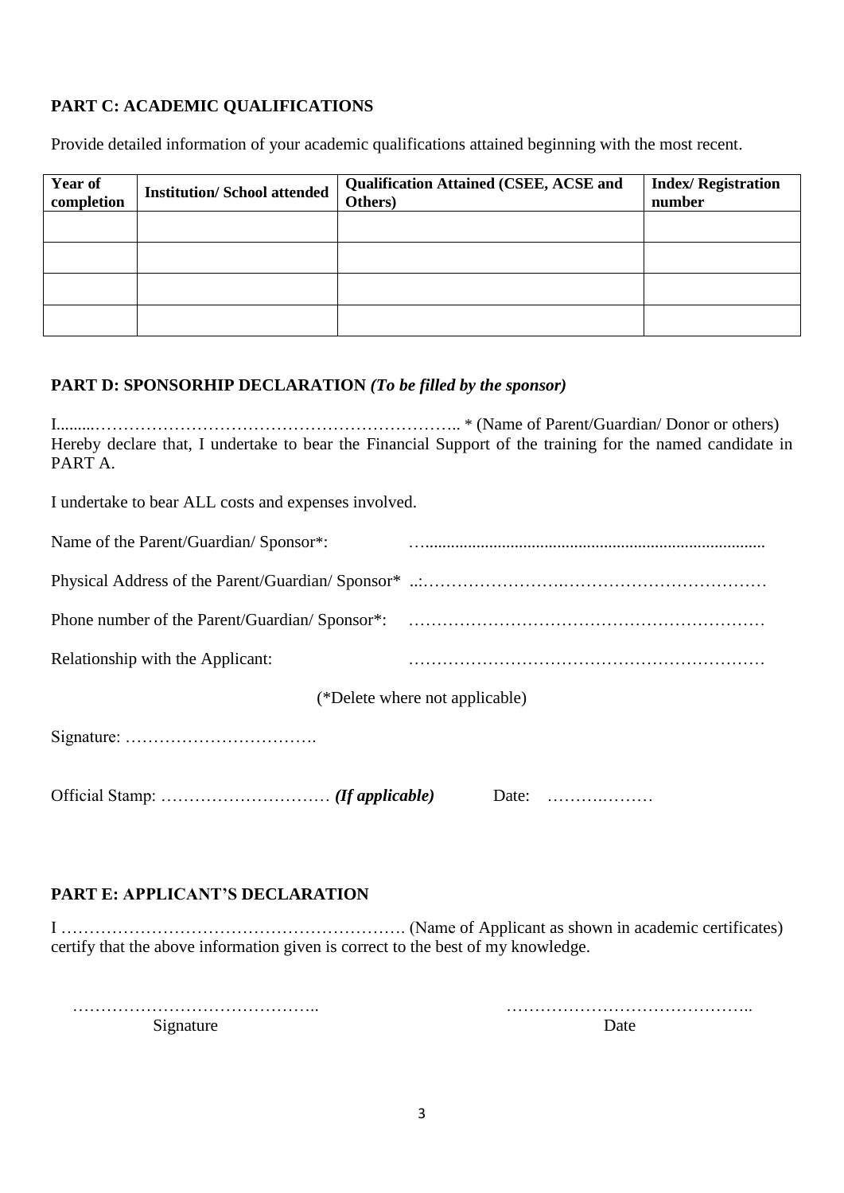**PART C: ACADEMIC QUALIFICATIONS**

Provide detailed information of your academic qualifications attained beginning with the most recent.

| Year of completion | Institution/ School attended | Qualification Attained (CSEE, ACSE and Others) | Index/ Registration number |
|---|---|---|---|
| | | | |
| | | | |
| | | | |
| | | | |

**PART D: SPONSORHIP DECLARATION** ***(To be filled by the sponsor)***

I.........……………………………………………………….. * (Name of Parent/Guardian/ Donor or others) Hereby declare that, I undertake to bear the Financial Support of the training for the named candidate in PART A.

I undertake to bear ALL costs and expenses involved.

Name of the Parent/Guardian/ Sponsor*: …...............................................................................

Physical Address of the Parent/Guardian/ Sponsor* ..:…………………….………………………………

Phone number of the Parent/Guardian/ Sponsor*: ………………………………………………………

Relationship with the Applicant: ………………………………………………………

(*Delete where not applicable)

Signature: …………………………….

Official Stamp: ………………………… ***(If applicable)*** Date: ……….………

**PART E: APPLICANT'S DECLARATION**

I ……………………………………………………. (Name of Applicant as shown in academic certificates) certify that the above information given is correct to the best of my knowledge.

…………………………………….. ……………………………………..

Signature Date